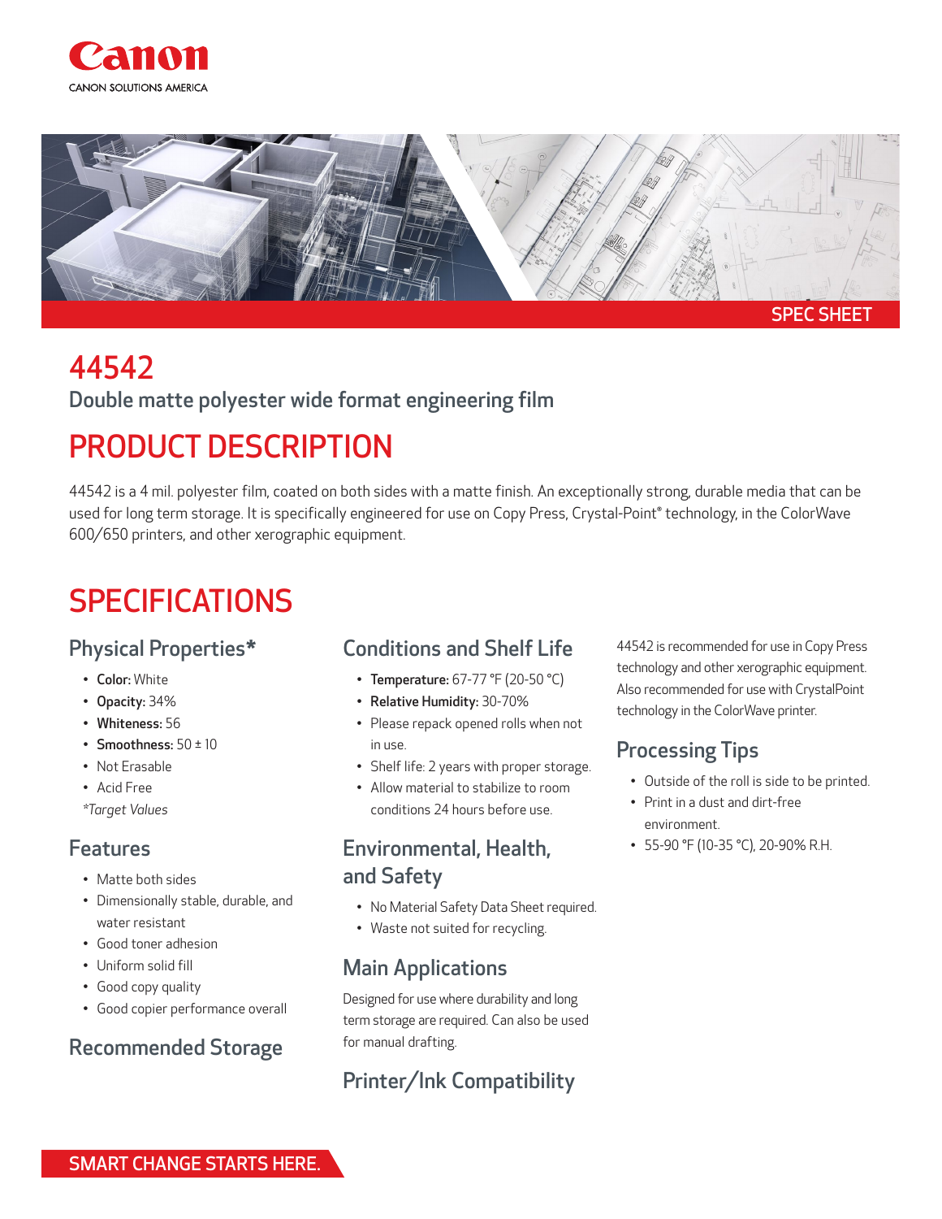Canon

CANON SOLUTIONS AMERICA

SPEC SHEET

# 44542

Double matte polyester wide format engineering film

## PRODUCT DESCRIPTION

44542 is a 4 mil. polyester film, coated on both sides with a matte finish. An exceptionally strong, durable media that can be used for long term storage. It is specifically engineered for use on Copy Press, Crystal-Point® technology, in the ColorWave 600/650 printers, and other xerographic equipment.

## SPECIFICATIONS

### Physical Properties*

- **Color:** White
- **Opacity:** 34%
- **Whiteness:** 56
- **Smoothness:** 50 ± 10
- Not Erasable
- Acid Free

*Target Values*

### Features

- Matte both sides
- Dimensionally stable, durable, and water resistant
- Good toner adhesion
- Uniform solid fill
- Good copy quality
- Good copier performance overall

### Recommended Storage

### Conditions and Shelf Life

- **Temperature:** 67-77 °F (20-50 °C)
- **Relative Humidity:** 30-70%
- Please repack opened rolls when not in use.
- Shelf life: 2 years with proper storage.
- Allow material to stabilize to room conditions 24 hours before use.

### Environmental, Health, and Safety

- No Material Safety Data Sheet required.
- Waste not suited for recycling.

### Main Applications

Designed for use where durability and long term storage are required. Can also be used for manual drafting.

### Printer/Ink Compatibility

44542 is recommended for use in Copy Press technology and other xerographic equipment. Also recommended for use with CrystalPoint technology in the ColorWave printer.

### Processing Tips

- Outside of the roll is side to be printed.
- Print in a dust and dirt-free environment.
- 55-90 °F (10-35 °C), 20-90% R.H.

SMART CHANGE STARTS HERE.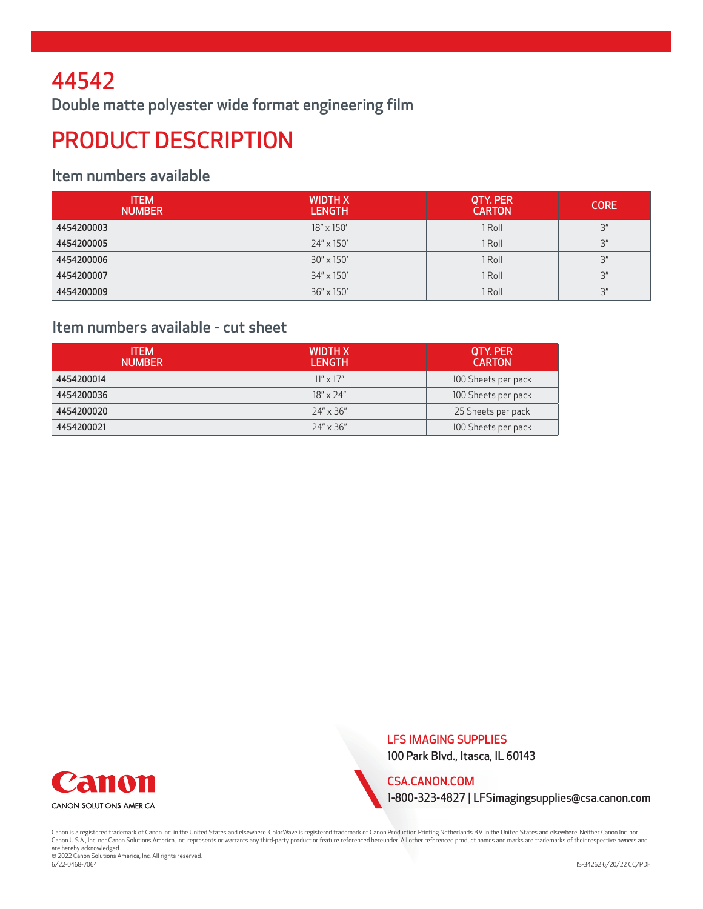# 44542

Double matte polyester wide format engineering film

## PRODUCT DESCRIPTION

### Item numbers available

| ITEM NUMBER | WIDTH X LENGTH | QTY. PER CARTON | CORE |
|---|---|---|---|
| 4454200003 | 18" x 150' | 1 Roll | 3" |
| 4454200005 | 24" x 150' | 1 Roll | 3" |
| 4454200006 | 30" x 150' | 1 Roll | 3" |
| 4454200007 | 34" x 150' | 1 Roll | 3" |
| 4454200009 | 36" x 150' | 1 Roll | 3" |

### Item numbers available - cut sheet

| ITEM NUMBER | WIDTH X LENGTH | QTY. PER CARTON |
|---|---|---|
| 4454200014 | 11" x 17" | 100 Sheets per pack |
| 4454200036 | 18" x 24" | 100 Sheets per pack |
| 4454200020 | 24" x 36" | 25 Sheets per pack |
| 4454200021 | 24" x 36" | 100 Sheets per pack |

Canon

CANON SOLUTIONS AMERICA

LFS IMAGING SUPPLIES

100 Park Blvd., Itasca, IL 60143

CSA.CANON.COM

1-800-323-4827 | LFSimagingsupplies@csa.canon.com

Canon is a registered trademark of Canon Inc. in the United States and elsewhere. ColorWave is registered trademark of Canon Production Printing Netherlands B.V. in the United States and elsewhere. Neither Canon Inc. nor Canon U.S.A., Inc. nor Canon Solutions America, Inc. represents or warrants any third-party product or feature referenced hereunder. All other referenced product names and marks are trademarks of their respective owners and are hereby acknowledged.

© 2022 Canon Solutions America, Inc. All rights reserved.

6/22-0468-7064

IS-34262 6/20/22 CC/PDF